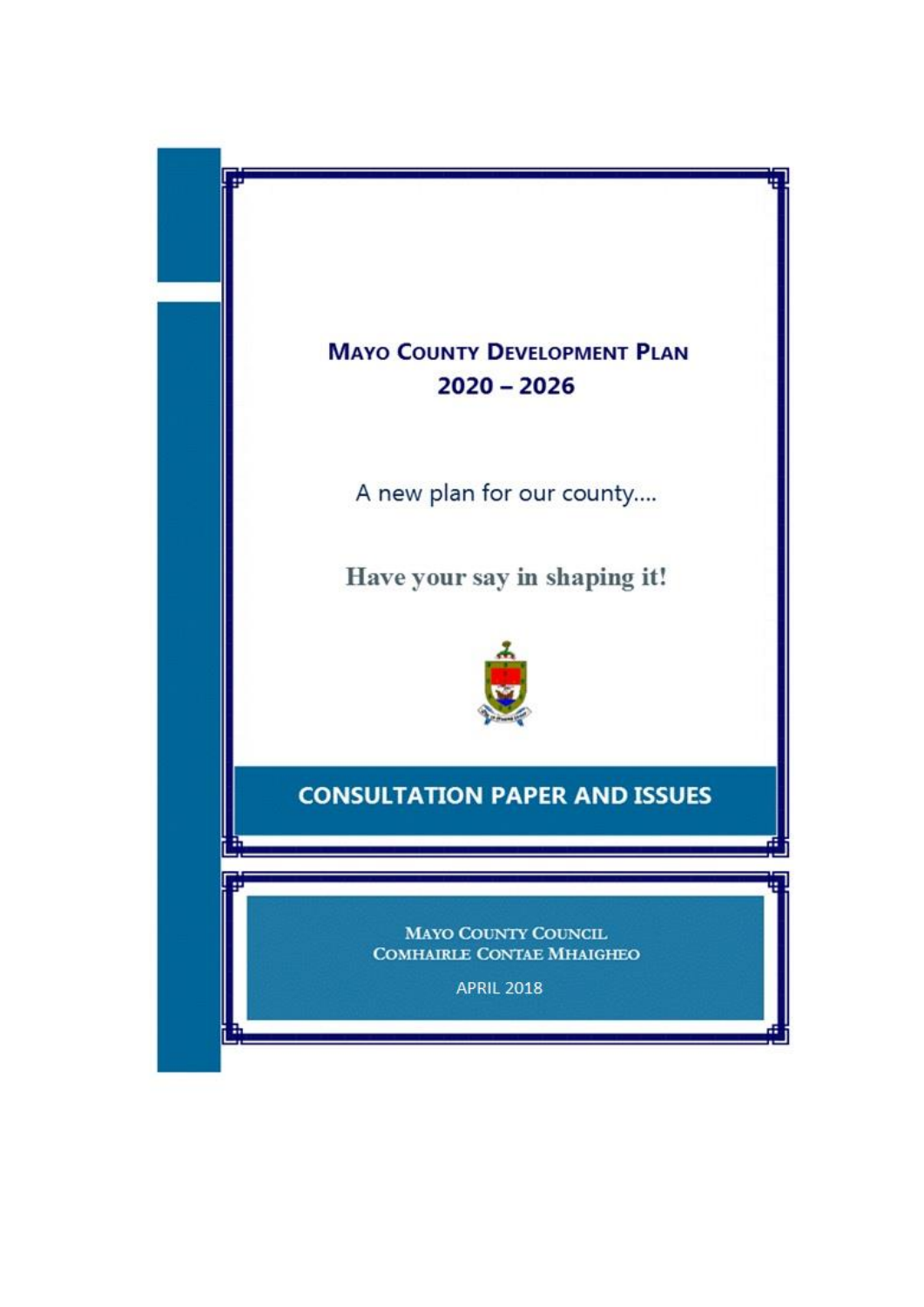# Mayo County Development Plan 2020 – 2026

A new plan for our county....

**Have your say in shaping it!**

## CONSULTATION PAPER AND ISSUES

MAYO COUNTY COUNCIL
COMHAIRLE CONTAE MHAIGHEO

APRIL 2018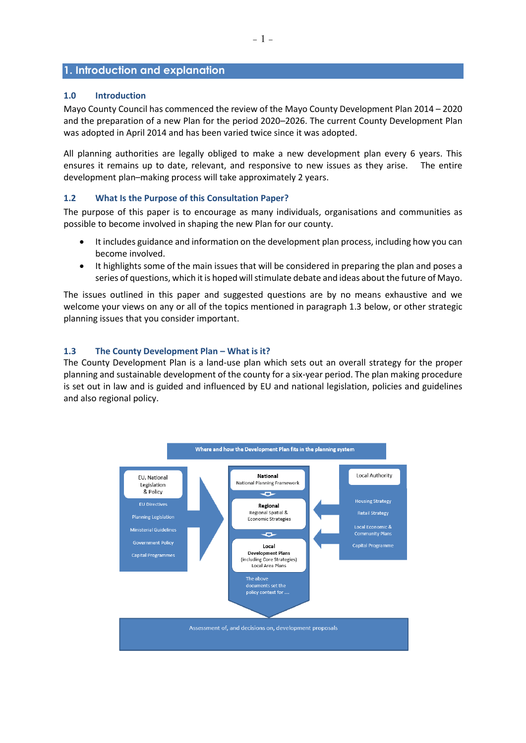# 1. Introduction and explanation

## 1.0 Introduction

Mayo County Council has commenced the review of the Mayo County Development Plan 2014 – 2020 and the preparation of a new Plan for the period 2020–2026. The current County Development Plan was adopted in April 2014 and has been varied twice since it was adopted.

All planning authorities are legally obliged to make a new development plan every 6 years. This ensures it remains up to date, relevant, and responsive to new issues as they arise. The entire development plan–making process will take approximately 2 years.

## 1.2 What Is the Purpose of this Consultation Paper?

The purpose of this paper is to encourage as many individuals, organisations and communities as possible to become involved in shaping the new Plan for our county.

- It includes guidance and information on the development plan process, including how you can become involved.
- It highlights some of the main issues that will be considered in preparing the plan and poses a series of questions, which it is hoped will stimulate debate and ideas about the future of Mayo.

The issues outlined in this paper and suggested questions are by no means exhaustive and we welcome your views on any or all of the topics mentioned in paragraph 1.3 below, or other strategic planning issues that you consider important.

## 1.3 The County Development Plan – What is it?

The County Development Plan is a land-use plan which sets out an overall strategy for the proper planning and sustainable development of the county for a six-year period. The plan making procedure is set out in law and is guided and influenced by EU and national legislation, policies and guidelines and also regional policy.

**Where and how the Development Plan fits in the planning system**

**EU, National Legislation & Policy**
- EU Directives
- Planning Legislation
- Ministerial Guidelines
- Government Policy
- Capital Programmes

**National** – National Planning Framework

**Regional** – Regional Spatial & Economic Strategies

**Local** – Development Plans (including Core Strategies), Local Area Plans

The above documents set the policy context for ....

**Local Authority**
- Housing Strategy
- Retail Strategy
- Local Economic & Community Plans
- Capital Programme

Assessment of, and decisions on, development proposals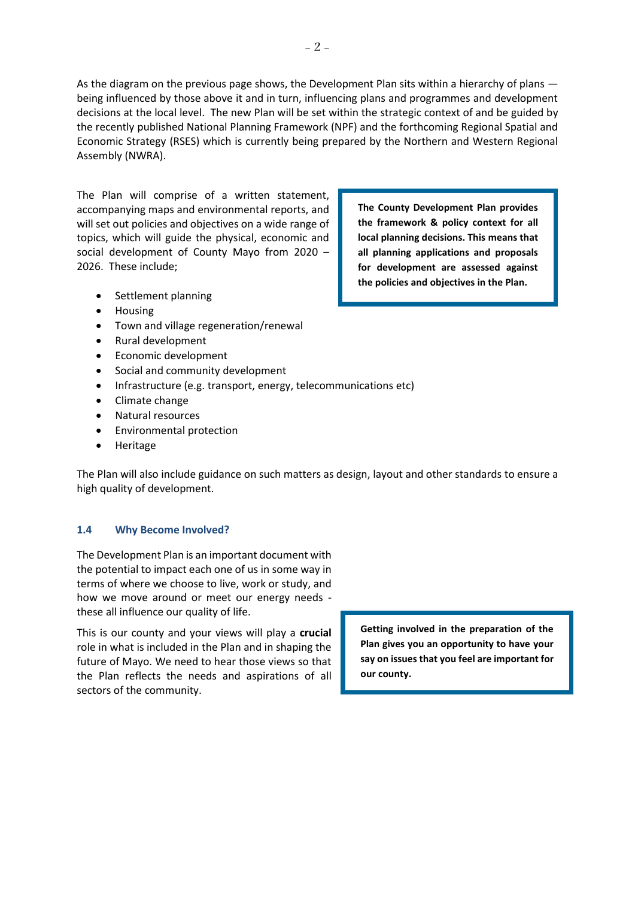As the diagram on the previous page shows, the Development Plan sits within a hierarchy of plans — being influenced by those above it and in turn, influencing plans and programmes and development decisions at the local level. The new Plan will be set within the strategic context of and be guided by the recently published National Planning Framework (NPF) and the forthcoming Regional Spatial and Economic Strategy (RSES) which is currently being prepared by the Northern and Western Regional Assembly (NWRA).

The Plan will comprise of a written statement, accompanying maps and environmental reports, and will set out policies and objectives on a wide range of topics, which will guide the physical, economic and social development of County Mayo from 2020 – 2026. These include;

> **The County Development Plan provides the framework & policy context for all local planning decisions. This means that all planning applications and proposals for development are assessed against the policies and objectives in the Plan.**

- Settlement planning
- Housing
- Town and village regeneration/renewal
- Rural development
- Economic development
- Social and community development
- Infrastructure (e.g. transport, energy, telecommunications etc)
- Climate change
- Natural resources
- Environmental protection
- Heritage

The Plan will also include guidance on such matters as design, layout and other standards to ensure a high quality of development.

### 1.4 Why Become Involved?

The Development Plan is an important document with the potential to impact each one of us in some way in terms of where we choose to live, work or study, and how we move around or meet our energy needs - these all influence our quality of life.

This is our county and your views will play a **crucial** role in what is included in the Plan and in shaping the future of Mayo. We need to hear those views so that the Plan reflects the needs and aspirations of all sectors of the community.

> **Getting involved in the preparation of the Plan gives you an opportunity to have your say on issues that you feel are important for our county.**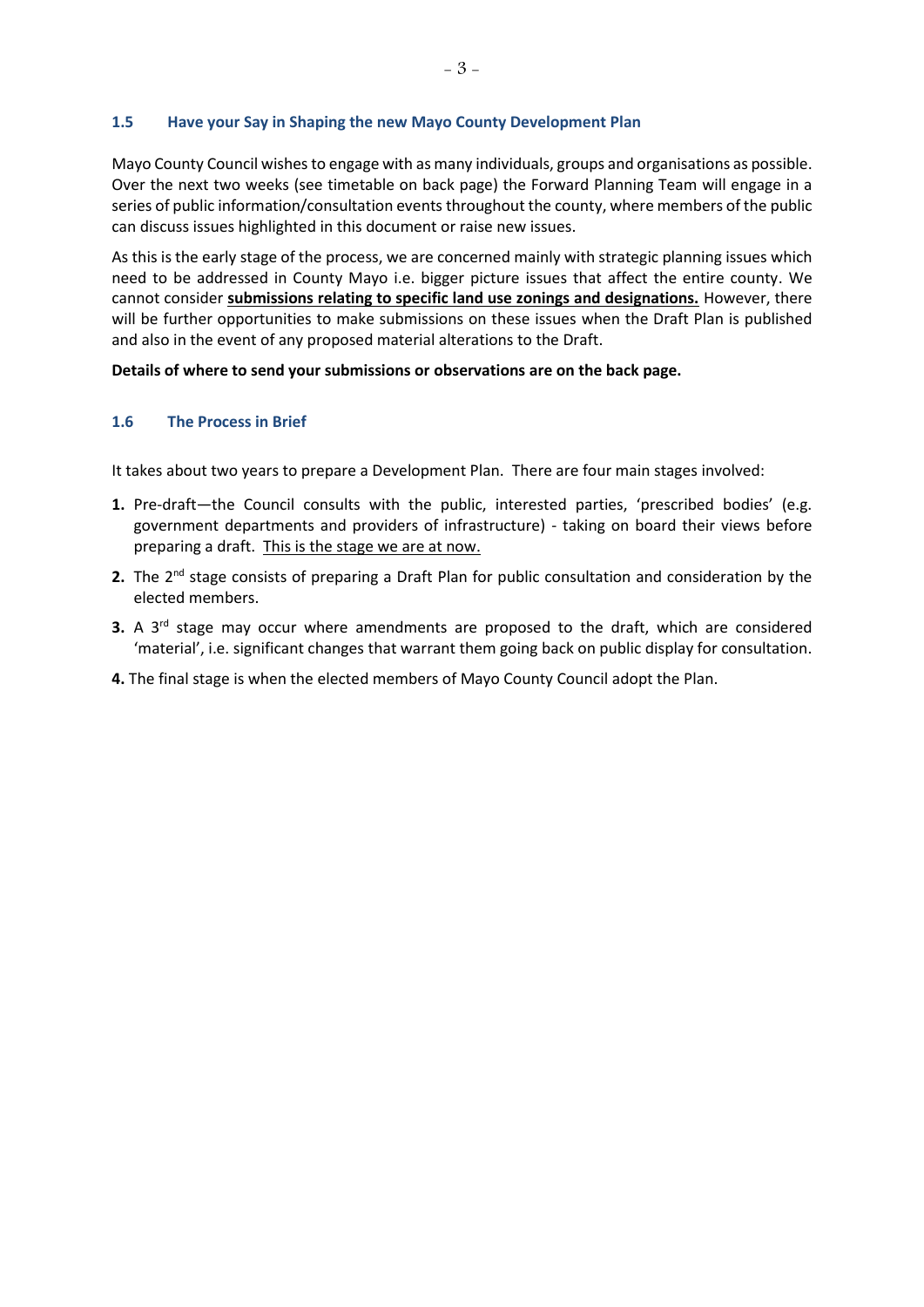### 1.5 Have your Say in Shaping the new Mayo County Development Plan

Mayo County Council wishes to engage with as many individuals, groups and organisations as possible. Over the next two weeks (see timetable on back page) the Forward Planning Team will engage in a series of public information/consultation events throughout the county, where members of the public can discuss issues highlighted in this document or raise new issues.

As this is the early stage of the process, we are concerned mainly with strategic planning issues which need to be addressed in County Mayo i.e. bigger picture issues that affect the entire county. We cannot consider **submissions relating to specific land use zonings and designations.** However, there will be further opportunities to make submissions on these issues when the Draft Plan is published and also in the event of any proposed material alterations to the Draft.

**Details of where to send your submissions or observations are on the back page.**

### 1.6 The Process in Brief

It takes about two years to prepare a Development Plan. There are four main stages involved:

1. Pre-draft—the Council consults with the public, interested parties, 'prescribed bodies' (e.g. government departments and providers of infrastructure) - taking on board their views before preparing a draft. This is the stage we are at now.
2. The 2nd stage consists of preparing a Draft Plan for public consultation and consideration by the elected members.
3. A 3rd stage may occur where amendments are proposed to the draft, which are considered 'material', i.e. significant changes that warrant them going back on public display for consultation.
4. The final stage is when the elected members of Mayo County Council adopt the Plan.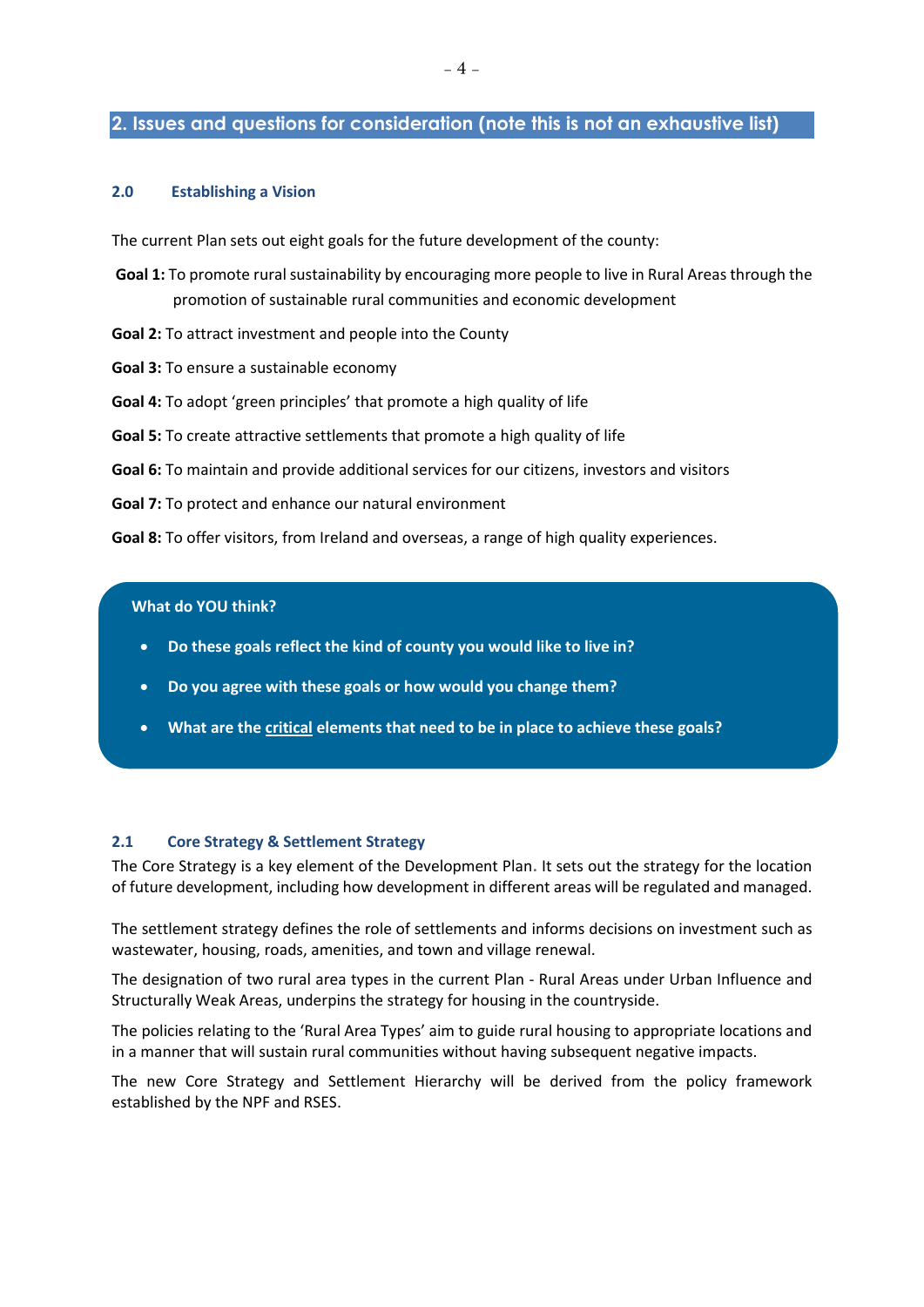## 2. Issues and questions for consideration (note this is not an exhaustive list)

### 2.0 Establishing a Vision

The current Plan sets out eight goals for the future development of the county:

**Goal 1:** To promote rural sustainability by encouraging more people to live in Rural Areas through the promotion of sustainable rural communities and economic development

**Goal 2:** To attract investment and people into the County

**Goal 3:** To ensure a sustainable economy

**Goal 4:** To adopt 'green principles' that promote a high quality of life

**Goal 5:** To create attractive settlements that promote a high quality of life

**Goal 6:** To maintain and provide additional services for our citizens, investors and visitors

**Goal 7:** To protect and enhance our natural environment

**Goal 8:** To offer visitors, from Ireland and overseas, a range of high quality experiences.

**What do YOU think?**

- **Do these goals reflect the kind of county you would like to live in?**
- **Do you agree with these goals or how would you change them?**
- **What are the critical elements that need to be in place to achieve these goals?**

### 2.1 Core Strategy & Settlement Strategy

The Core Strategy is a key element of the Development Plan. It sets out the strategy for the location of future development, including how development in different areas will be regulated and managed.

The settlement strategy defines the role of settlements and informs decisions on investment such as wastewater, housing, roads, amenities, and town and village renewal.

The designation of two rural area types in the current Plan - Rural Areas under Urban Influence and Structurally Weak Areas, underpins the strategy for housing in the countryside.

The policies relating to the 'Rural Area Types' aim to guide rural housing to appropriate locations and in a manner that will sustain rural communities without having subsequent negative impacts.

The new Core Strategy and Settlement Hierarchy will be derived from the policy framework established by the NPF and RSES.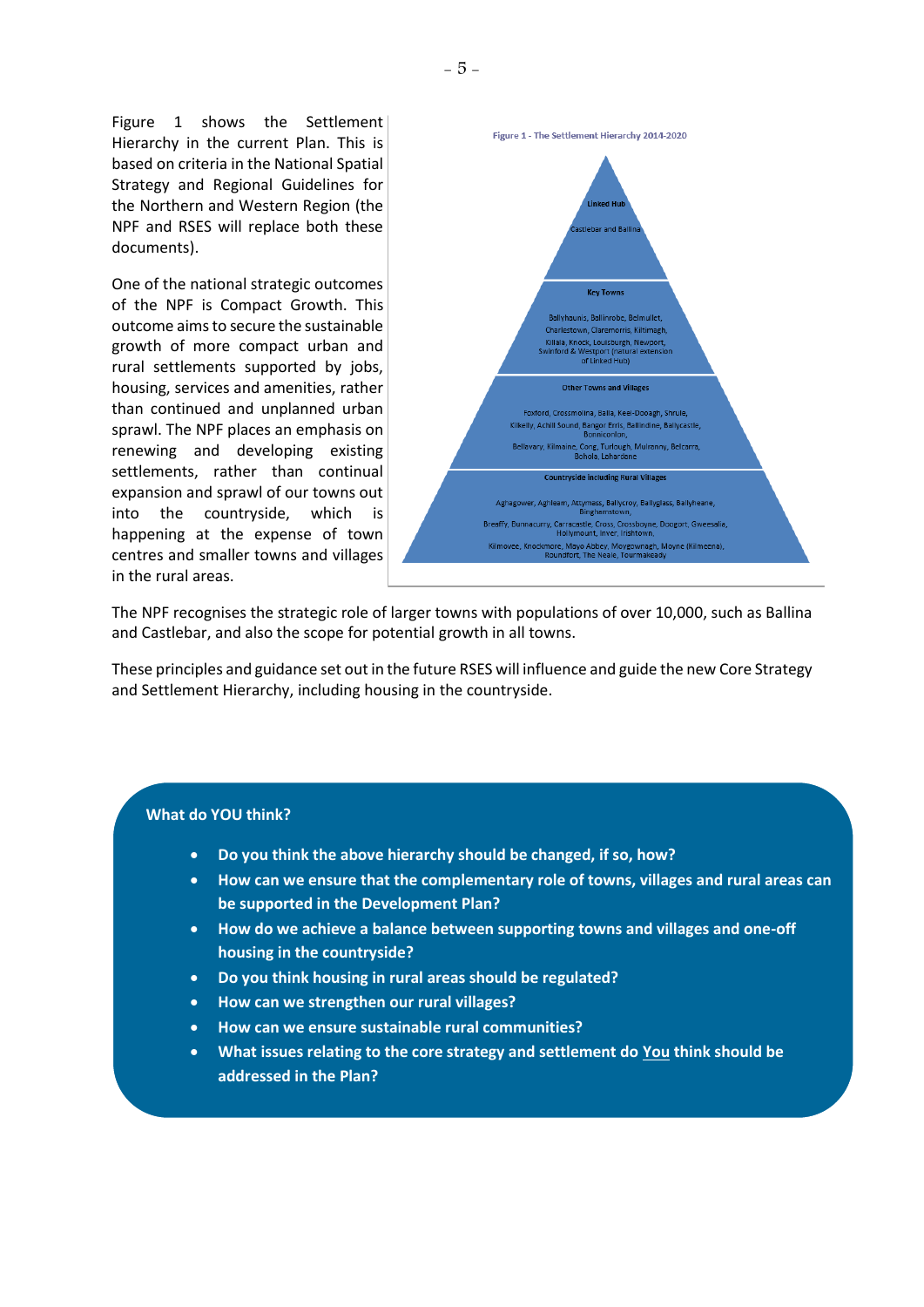Figure 1 shows the Settlement Hierarchy in the current Plan. This is based on criteria in the National Spatial Strategy and Regional Guidelines for the Northern and Western Region (the NPF and RSES will replace both these documents).

One of the national strategic outcomes of the NPF is Compact Growth. This outcome aims to secure the sustainable growth of more compact urban and rural settlements supported by jobs, housing, services and amenities, rather than continued and unplanned urban sprawl. The NPF places an emphasis on renewing and developing existing settlements, rather than continual expansion and sprawl of our towns out into the countryside, which is happening at the expense of town centres and smaller towns and villages in the rural areas.

Figure 1 - The Settlement Hierarchy 2014-2020

**Linked Hub**

Castlebar and Ballina

**Key Towns**

Ballyhaunis, Ballinrobe, Belmullet, Charlestown, Claremorris, Kiltimagh, Killala, Knock, Louisburgh, Newport, Swinford & Westport (natural extension of Linked Hub)

**Other Towns and Villages**

Foxford, Crossmolina, Balla, Keel-Dooagh, Shrule, Kilkelly, Achill Sound, Bangor Erris, Ballindine, Ballycastle, Bonniconlon, Bellavary, Kilmaine, Cong, Turlough, Mulranny, Belcarra, Bohola, Lahardane

**Countryside including Rural Villages**

Aghagower, Aghleam, Attymass, Ballycroy, Ballyglass, Ballyheane, Binghamstown, Breaffy, Bunnacurry, Carracastle, Cross, Crossboyne, Doogort, Gweesalia, Hollymount, Inver, Irishtown, Kilmovee, Knockmore, Mayo Abbey, Moygownagh, Moyne (Kilmeena), Roundfort, The Neale, Tourmakeady

The NPF recognises the strategic role of larger towns with populations of over 10,000, such as Ballina and Castlebar, and also the scope for potential growth in all towns.

These principles and guidance set out in the future RSES will influence and guide the new Core Strategy and Settlement Hierarchy, including housing in the countryside.

**What do YOU think?**

- **Do you think the above hierarchy should be changed, if so, how?**
- **How can we ensure that the complementary role of towns, villages and rural areas can be supported in the Development Plan?**
- **How do we achieve a balance between supporting towns and villages and one-off housing in the countryside?**
- **Do you think housing in rural areas should be regulated?**
- **How can we strengthen our rural villages?**
- **How can we ensure sustainable rural communities?**
- **What issues relating to the core strategy and settlement do You think should be addressed in the Plan?**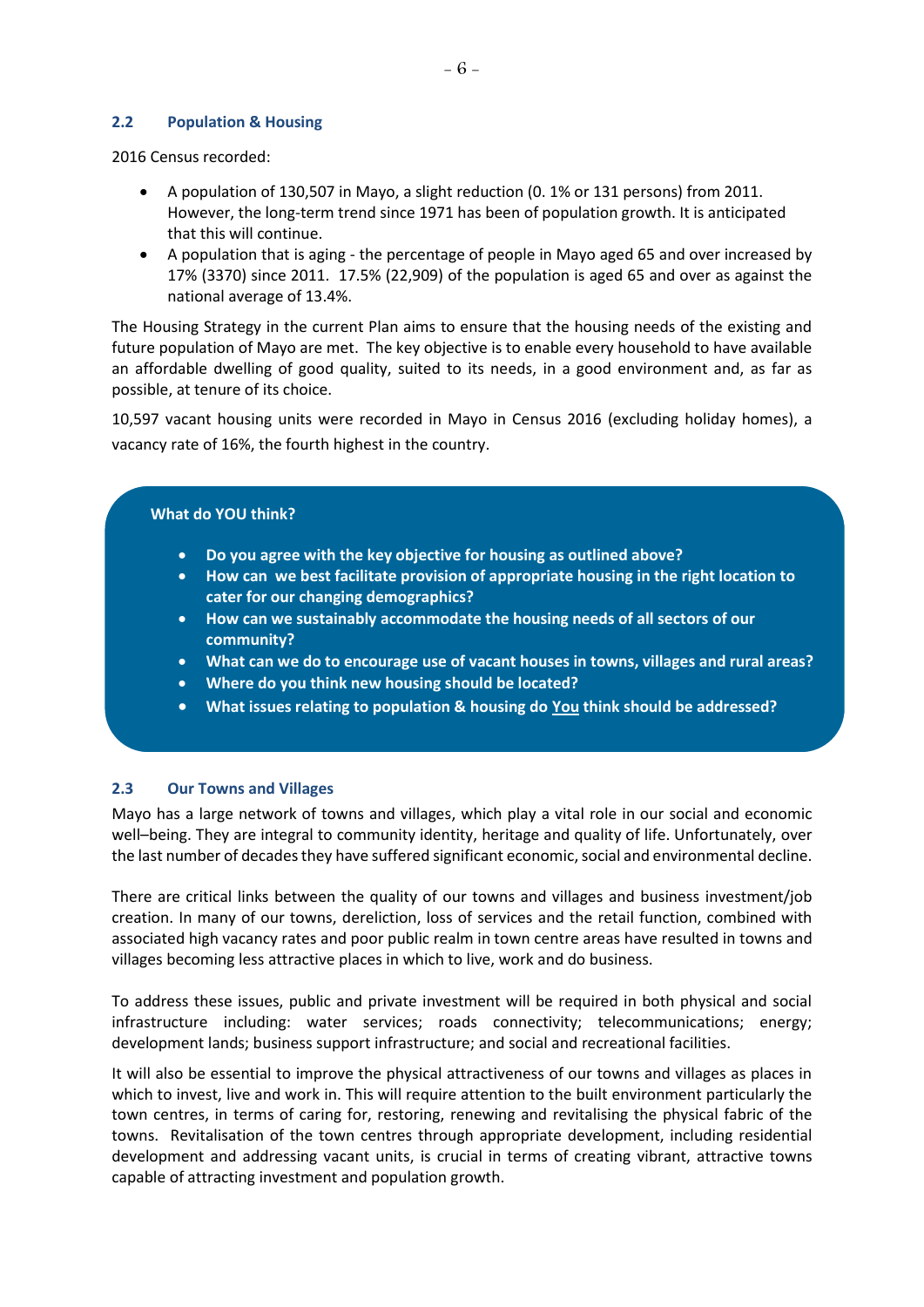## 2.2 Population & Housing

2016 Census recorded:

- A population of 130,507 in Mayo, a slight reduction (0. 1% or 131 persons) from 2011. However, the long-term trend since 1971 has been of population growth. It is anticipated that this will continue.
- A population that is aging - the percentage of people in Mayo aged 65 and over increased by 17% (3370) since 2011. 17.5% (22,909) of the population is aged 65 and over as against the national average of 13.4%.

The Housing Strategy in the current Plan aims to ensure that the housing needs of the existing and future population of Mayo are met. The key objective is to enable every household to have available an affordable dwelling of good quality, suited to its needs, in a good environment and, as far as possible, at tenure of its choice.

10,597 vacant housing units were recorded in Mayo in Census 2016 (excluding holiday homes), a vacancy rate of 16%, the fourth highest in the country.

**What do YOU think?**

- **Do you agree with the key objective for housing as outlined above?**
- **How can we best facilitate provision of appropriate housing in the right location to cater for our changing demographics?**
- **How can we sustainably accommodate the housing needs of all sectors of our community?**
- **What can we do to encourage use of vacant houses in towns, villages and rural areas?**
- **Where do you think new housing should be located?**
- **What issues relating to population & housing do <u>You</u> think should be addressed?**

## 2.3 Our Towns and Villages

Mayo has a large network of towns and villages, which play a vital role in our social and economic well–being. They are integral to community identity, heritage and quality of life. Unfortunately, over the last number of decades they have suffered significant economic, social and environmental decline.

There are critical links between the quality of our towns and villages and business investment/job creation. In many of our towns, dereliction, loss of services and the retail function, combined with associated high vacancy rates and poor public realm in town centre areas have resulted in towns and villages becoming less attractive places in which to live, work and do business.

To address these issues, public and private investment will be required in both physical and social infrastructure including: water services; roads connectivity; telecommunications; energy; development lands; business support infrastructure; and social and recreational facilities.

It will also be essential to improve the physical attractiveness of our towns and villages as places in which to invest, live and work in. This will require attention to the built environment particularly the town centres, in terms of caring for, restoring, renewing and revitalising the physical fabric of the towns. Revitalisation of the town centres through appropriate development, including residential development and addressing vacant units, is crucial in terms of creating vibrant, attractive towns capable of attracting investment and population growth.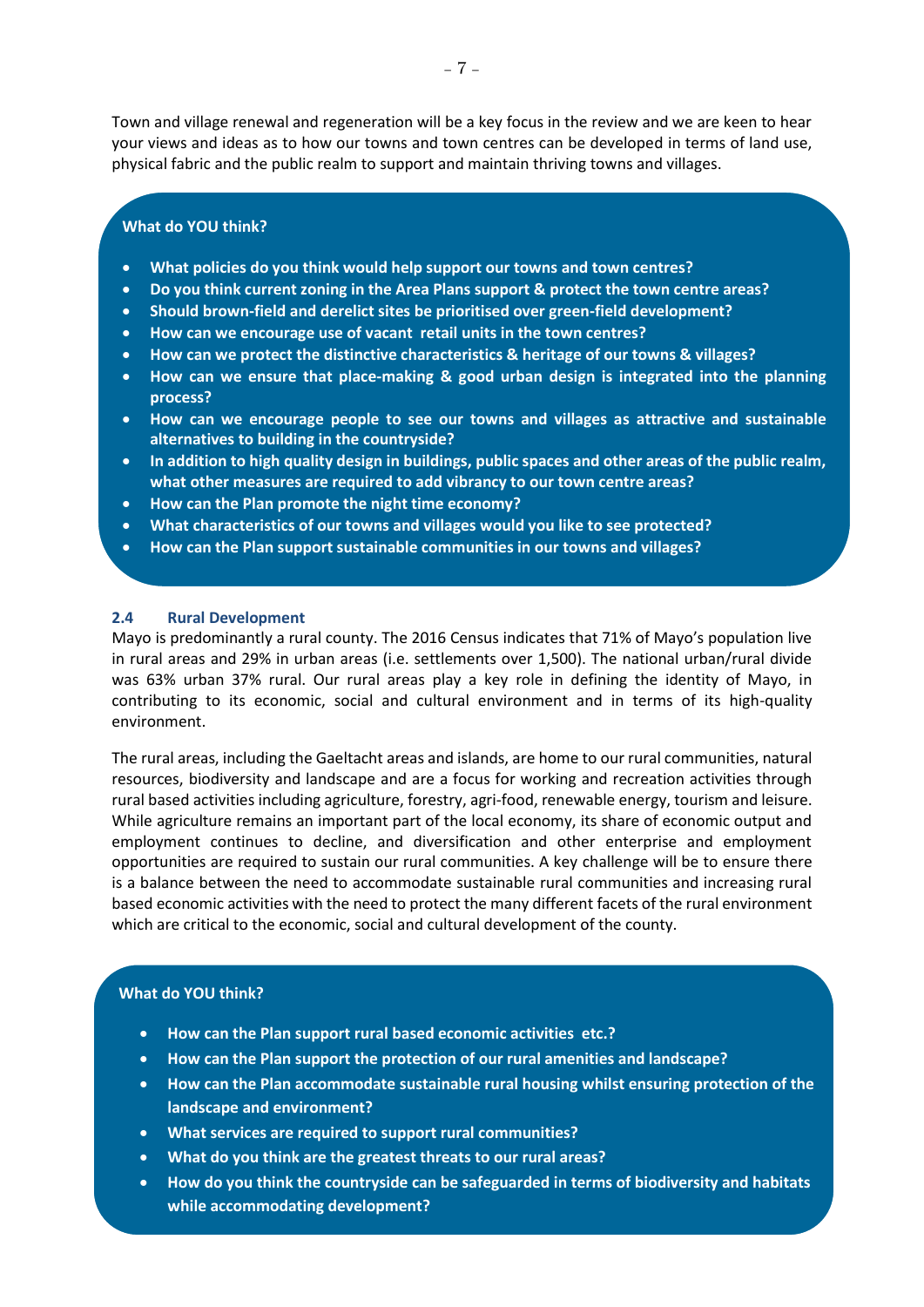Town and village renewal and regeneration will be a key focus in the review and we are keen to hear your views and ideas as to how our towns and town centres can be developed in terms of land use, physical fabric and the public realm to support and maintain thriving towns and villages.

**What do YOU think?**

- **What policies do you think would help support our towns and town centres?**
- **Do you think current zoning in the Area Plans support & protect the town centre areas?**
- **Should brown-field and derelict sites be prioritised over green-field development?**
- **How can we encourage use of vacant retail units in the town centres?**
- **How can we protect the distinctive characteristics & heritage of our towns & villages?**
- **How can we ensure that place-making & good urban design is integrated into the planning process?**
- **How can we encourage people to see our towns and villages as attractive and sustainable alternatives to building in the countryside?**
- **In addition to high quality design in buildings, public spaces and other areas of the public realm, what other measures are required to add vibrancy to our town centre areas?**
- **How can the Plan promote the night time economy?**
- **What characteristics of our towns and villages would you like to see protected?**
- **How can the Plan support sustainable communities in our towns and villages?**

### 2.4 Rural Development

Mayo is predominantly a rural county. The 2016 Census indicates that 71% of Mayo's population live in rural areas and 29% in urban areas (i.e. settlements over 1,500). The national urban/rural divide was 63% urban 37% rural. Our rural areas play a key role in defining the identity of Mayo, in contributing to its economic, social and cultural environment and in terms of its high-quality environment.

The rural areas, including the Gaeltacht areas and islands, are home to our rural communities, natural resources, biodiversity and landscape and are a focus for working and recreation activities through rural based activities including agriculture, forestry, agri-food, renewable energy, tourism and leisure. While agriculture remains an important part of the local economy, its share of economic output and employment continues to decline, and diversification and other enterprise and employment opportunities are required to sustain our rural communities. A key challenge will be to ensure there is a balance between the need to accommodate sustainable rural communities and increasing rural based economic activities with the need to protect the many different facets of the rural environment which are critical to the economic, social and cultural development of the county.

**What do YOU think?**

- **How can the Plan support rural based economic activities etc.?**
- **How can the Plan support the protection of our rural amenities and landscape?**
- **How can the Plan accommodate sustainable rural housing whilst ensuring protection of the landscape and environment?**
- **What services are required to support rural communities?**
- **What do you think are the greatest threats to our rural areas?**
- **How do you think the countryside can be safeguarded in terms of biodiversity and habitats while accommodating development?**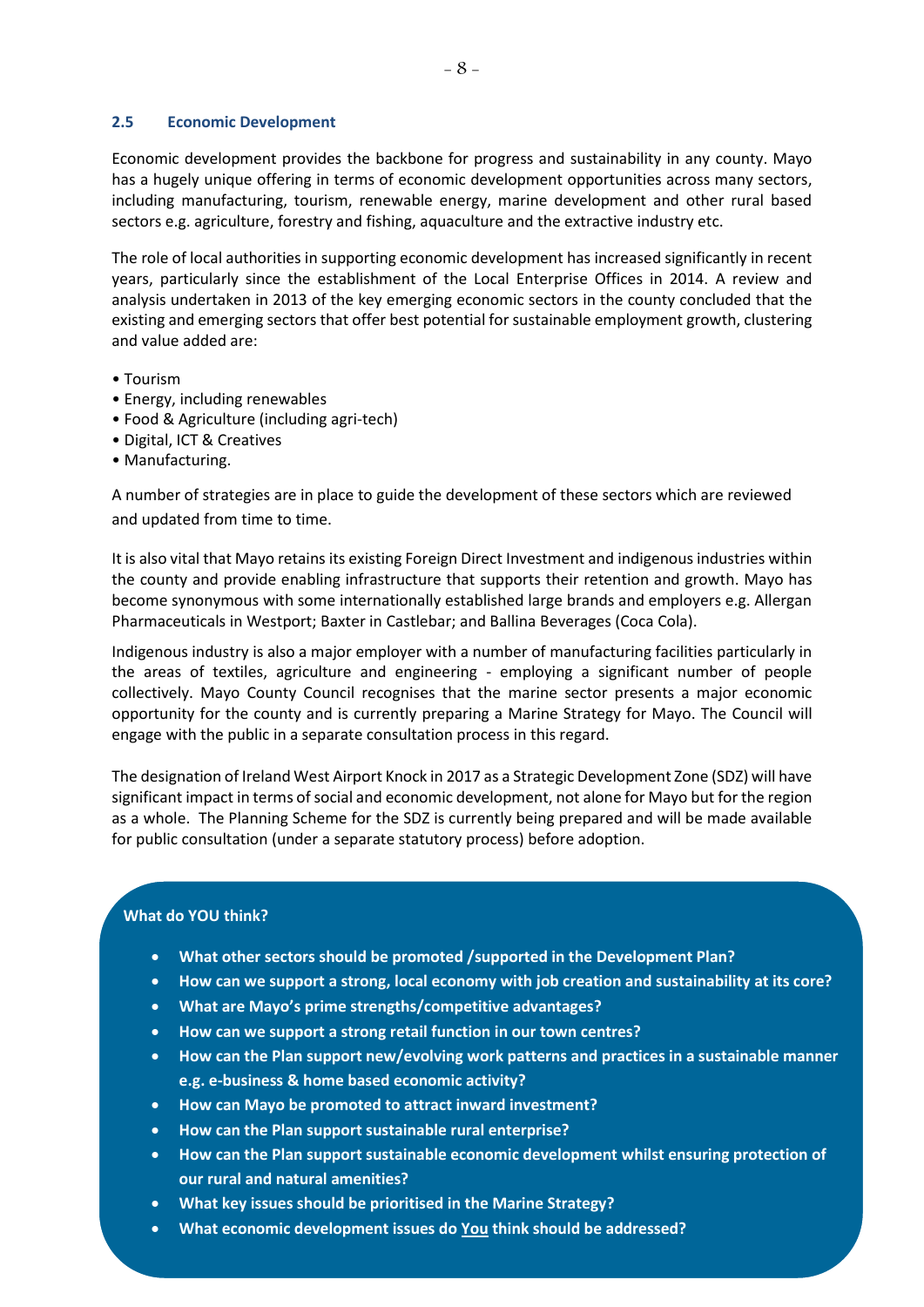## 2.5 Economic Development

Economic development provides the backbone for progress and sustainability in any county. Mayo has a hugely unique offering in terms of economic development opportunities across many sectors, including manufacturing, tourism, renewable energy, marine development and other rural based sectors e.g. agriculture, forestry and fishing, aquaculture and the extractive industry etc.

The role of local authorities in supporting economic development has increased significantly in recent years, particularly since the establishment of the Local Enterprise Offices in 2014. A review and analysis undertaken in 2013 of the key emerging economic sectors in the county concluded that the existing and emerging sectors that offer best potential for sustainable employment growth, clustering and value added are:

- Tourism
- Energy, including renewables
- Food & Agriculture (including agri-tech)
- Digital, ICT & Creatives
- Manufacturing.

A number of strategies are in place to guide the development of these sectors which are reviewed and updated from time to time.

It is also vital that Mayo retains its existing Foreign Direct Investment and indigenous industries within the county and provide enabling infrastructure that supports their retention and growth. Mayo has become synonymous with some internationally established large brands and employers e.g. Allergan Pharmaceuticals in Westport; Baxter in Castlebar; and Ballina Beverages (Coca Cola).

Indigenous industry is also a major employer with a number of manufacturing facilities particularly in the areas of textiles, agriculture and engineering - employing a significant number of people collectively. Mayo County Council recognises that the marine sector presents a major economic opportunity for the county and is currently preparing a Marine Strategy for Mayo. The Council will engage with the public in a separate consultation process in this regard.

The designation of Ireland West Airport Knock in 2017 as a Strategic Development Zone (SDZ) will have significant impact in terms of social and economic development, not alone for Mayo but for the region as a whole. The Planning Scheme for the SDZ is currently being prepared and will be made available for public consultation (under a separate statutory process) before adoption.

**What do YOU think?**

- **What other sectors should be promoted /supported in the Development Plan?**
- **How can we support a strong, local economy with job creation and sustainability at its core?**
- **What are Mayo's prime strengths/competitive advantages?**
- **How can we support a strong retail function in our town centres?**
- **How can the Plan support new/evolving work patterns and practices in a sustainable manner e.g. e-business & home based economic activity?**
- **How can Mayo be promoted to attract inward investment?**
- **How can the Plan support sustainable rural enterprise?**
- **How can the Plan support sustainable economic development whilst ensuring protection of our rural and natural amenities?**
- **What key issues should be prioritised in the Marine Strategy?**
- **What economic development issues do <u>You</u> think should be addressed?**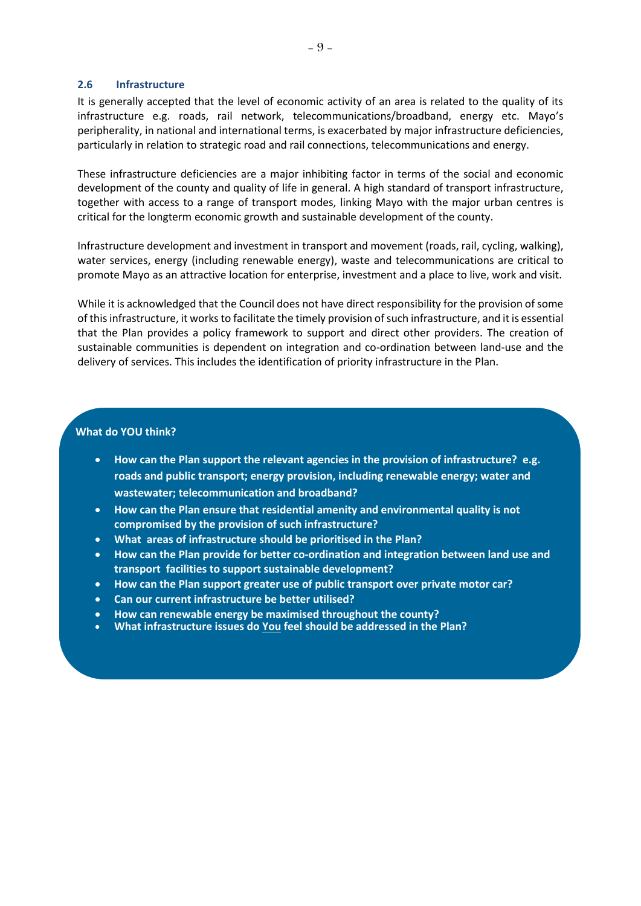## 2.6 Infrastructure

It is generally accepted that the level of economic activity of an area is related to the quality of its infrastructure e.g. roads, rail network, telecommunications/broadband, energy etc. Mayo's peripherality, in national and international terms, is exacerbated by major infrastructure deficiencies, particularly in relation to strategic road and rail connections, telecommunications and energy.

These infrastructure deficiencies are a major inhibiting factor in terms of the social and economic development of the county and quality of life in general. A high standard of transport infrastructure, together with access to a range of transport modes, linking Mayo with the major urban centres is critical for the longterm economic growth and sustainable development of the county.

Infrastructure development and investment in transport and movement (roads, rail, cycling, walking), water services, energy (including renewable energy), waste and telecommunications are critical to promote Mayo as an attractive location for enterprise, investment and a place to live, work and visit.

While it is acknowledged that the Council does not have direct responsibility for the provision of some of this infrastructure, it works to facilitate the timely provision of such infrastructure, and it is essential that the Plan provides a policy framework to support and direct other providers. The creation of sustainable communities is dependent on integration and co-ordination between land-use and the delivery of services. This includes the identification of priority infrastructure in the Plan.

**What do YOU think?**

- **How can the Plan support the relevant agencies in the provision of infrastructure? e.g. roads and public transport; energy provision, including renewable energy; water and wastewater; telecommunication and broadband?**
- **How can the Plan ensure that residential amenity and environmental quality is not compromised by the provision of such infrastructure?**
- **What areas of infrastructure should be prioritised in the Plan?**
- **How can the Plan provide for better co-ordination and integration between land use and transport facilities to support sustainable development?**
- **How can the Plan support greater use of public transport over private motor car?**
- **Can our current infrastructure be better utilised?**
- **How can renewable energy be maximised throughout the county?**
- **What infrastructure issues do You feel should be addressed in the Plan?**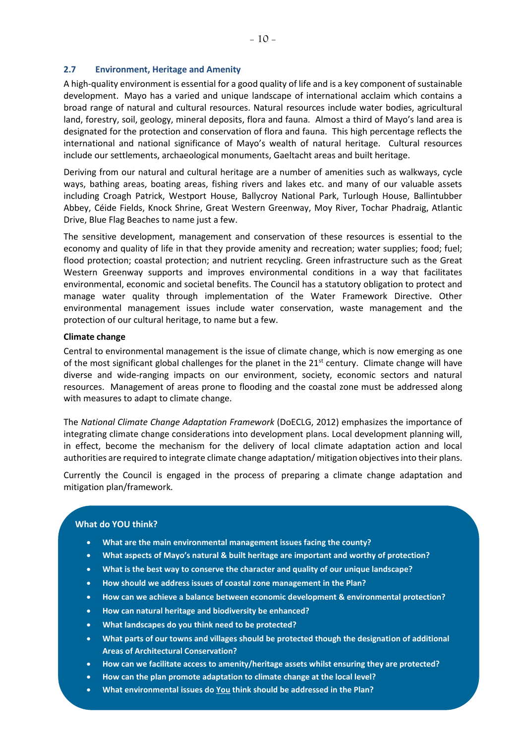## 2.7 Environment, Heritage and Amenity

A high-quality environment is essential for a good quality of life and is a key component of sustainable development. Mayo has a varied and unique landscape of international acclaim which contains a broad range of natural and cultural resources. Natural resources include water bodies, agricultural land, forestry, soil, geology, mineral deposits, flora and fauna. Almost a third of Mayo's land area is designated for the protection and conservation of flora and fauna. This high percentage reflects the international and national significance of Mayo's wealth of natural heritage. Cultural resources include our settlements, archaeological monuments, Gaeltacht areas and built heritage.

Deriving from our natural and cultural heritage are a number of amenities such as walkways, cycle ways, bathing areas, boating areas, fishing rivers and lakes etc. and many of our valuable assets including Croagh Patrick, Westport House, Ballycroy National Park, Turlough House, Ballintubber Abbey, Céide Fields, Knock Shrine, Great Western Greenway, Moy River, Tochar Phadraig, Atlantic Drive, Blue Flag Beaches to name just a few.

The sensitive development, management and conservation of these resources is essential to the economy and quality of life in that they provide amenity and recreation; water supplies; food; fuel; flood protection; coastal protection; and nutrient recycling. Green infrastructure such as the Great Western Greenway supports and improves environmental conditions in a way that facilitates environmental, economic and societal benefits. The Council has a statutory obligation to protect and manage water quality through implementation of the Water Framework Directive. Other environmental management issues include water conservation, waste management and the protection of our cultural heritage, to name but a few.

**Climate change**

Central to environmental management is the issue of climate change, which is now emerging as one of the most significant global challenges for the planet in the 21st century. Climate change will have diverse and wide-ranging impacts on our environment, society, economic sectors and natural resources. Management of areas prone to flooding and the coastal zone must be addressed along with measures to adapt to climate change.

The *National Climate Change Adaptation Framework* (DoECLG, 2012) emphasizes the importance of integrating climate change considerations into development plans. Local development planning will, in effect, become the mechanism for the delivery of local climate adaptation action and local authorities are required to integrate climate change adaptation/ mitigation objectives into their plans.

Currently the Council is engaged in the process of preparing a climate change adaptation and mitigation plan/framework.

**What do YOU think?**

- **What are the main environmental management issues facing the county?**
- **What aspects of Mayo's natural & built heritage are important and worthy of protection?**
- **What is the best way to conserve the character and quality of our unique landscape?**
- **How should we address issues of coastal zone management in the Plan?**
- **How can we achieve a balance between economic development & environmental protection?**
- **How can natural heritage and biodiversity be enhanced?**
- **What landscapes do you think need to be protected?**
- **What parts of our towns and villages should be protected though the designation of additional Areas of Architectural Conservation?**
- **How can we facilitate access to amenity/heritage assets whilst ensuring they are protected?**
- **How can the plan promote adaptation to climate change at the local level?**
- **What environmental issues do You think should be addressed in the Plan?**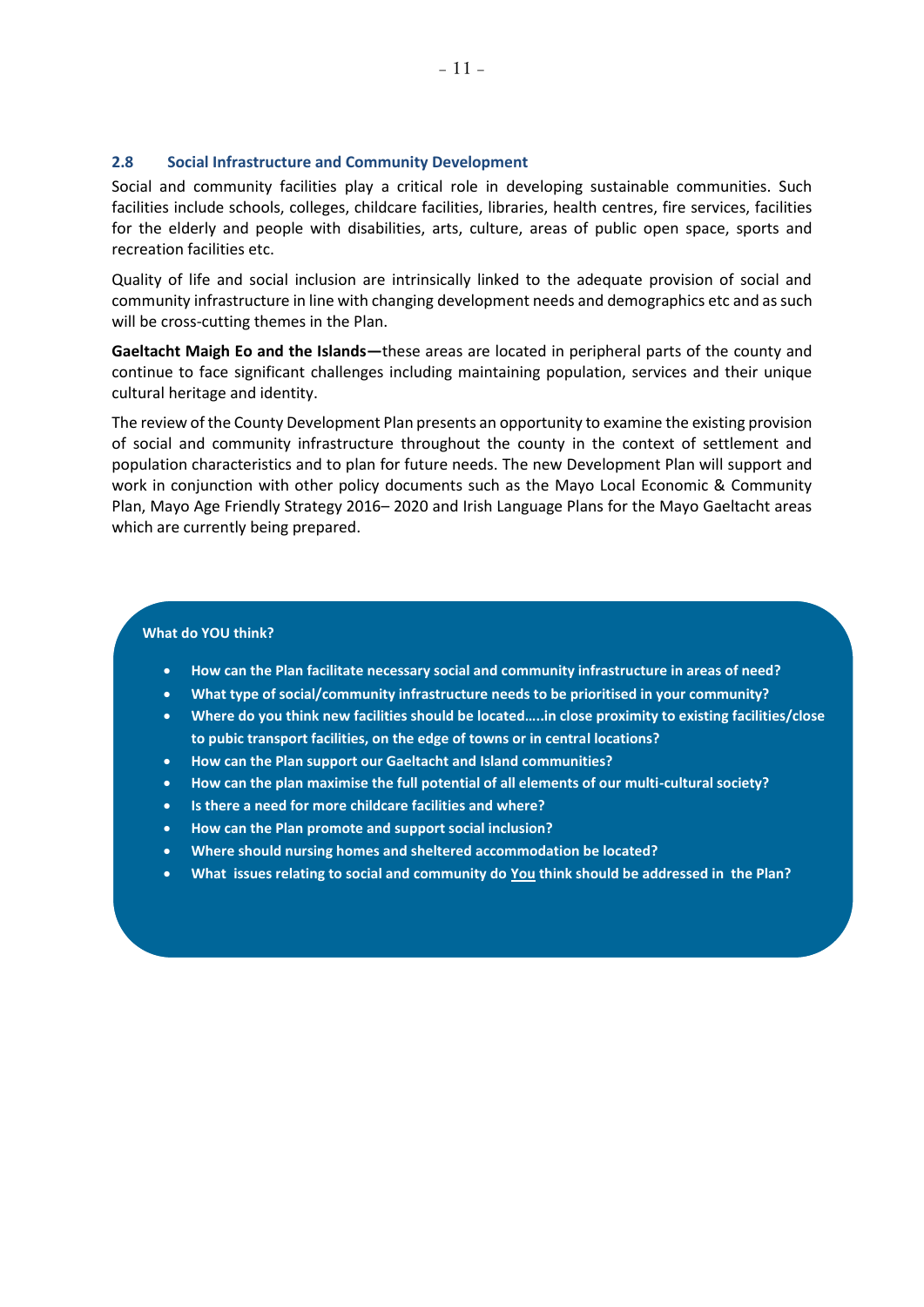## 2.8 Social Infrastructure and Community Development

Social and community facilities play a critical role in developing sustainable communities. Such facilities include schools, colleges, childcare facilities, libraries, health centres, fire services, facilities for the elderly and people with disabilities, arts, culture, areas of public open space, sports and recreation facilities etc.

Quality of life and social inclusion are intrinsically linked to the adequate provision of social and community infrastructure in line with changing development needs and demographics etc and as such will be cross-cutting themes in the Plan.

**Gaeltacht Maigh Eo and the Islands—**these areas are located in peripheral parts of the county and continue to face significant challenges including maintaining population, services and their unique cultural heritage and identity.

The review of the County Development Plan presents an opportunity to examine the existing provision of social and community infrastructure throughout the county in the context of settlement and population characteristics and to plan for future needs. The new Development Plan will support and work in conjunction with other policy documents such as the Mayo Local Economic & Community Plan, Mayo Age Friendly Strategy 2016– 2020 and Irish Language Plans for the Mayo Gaeltacht areas which are currently being prepared.

**What do YOU think?**

- **How can the Plan facilitate necessary social and community infrastructure in areas of need?**
- **What type of social/community infrastructure needs to be prioritised in your community?**
- **Where do you think new facilities should be located…..in close proximity to existing facilities/close to pubic transport facilities, on the edge of towns or in central locations?**
- **How can the Plan support our Gaeltacht and Island communities?**
- **How can the plan maximise the full potential of all elements of our multi-cultural society?**
- **Is there a need for more childcare facilities and where?**
- **How can the Plan promote and support social inclusion?**
- **Where should nursing homes and sheltered accommodation be located?**
- **What issues relating to social and community do <u>You</u> think should be addressed in the Plan?**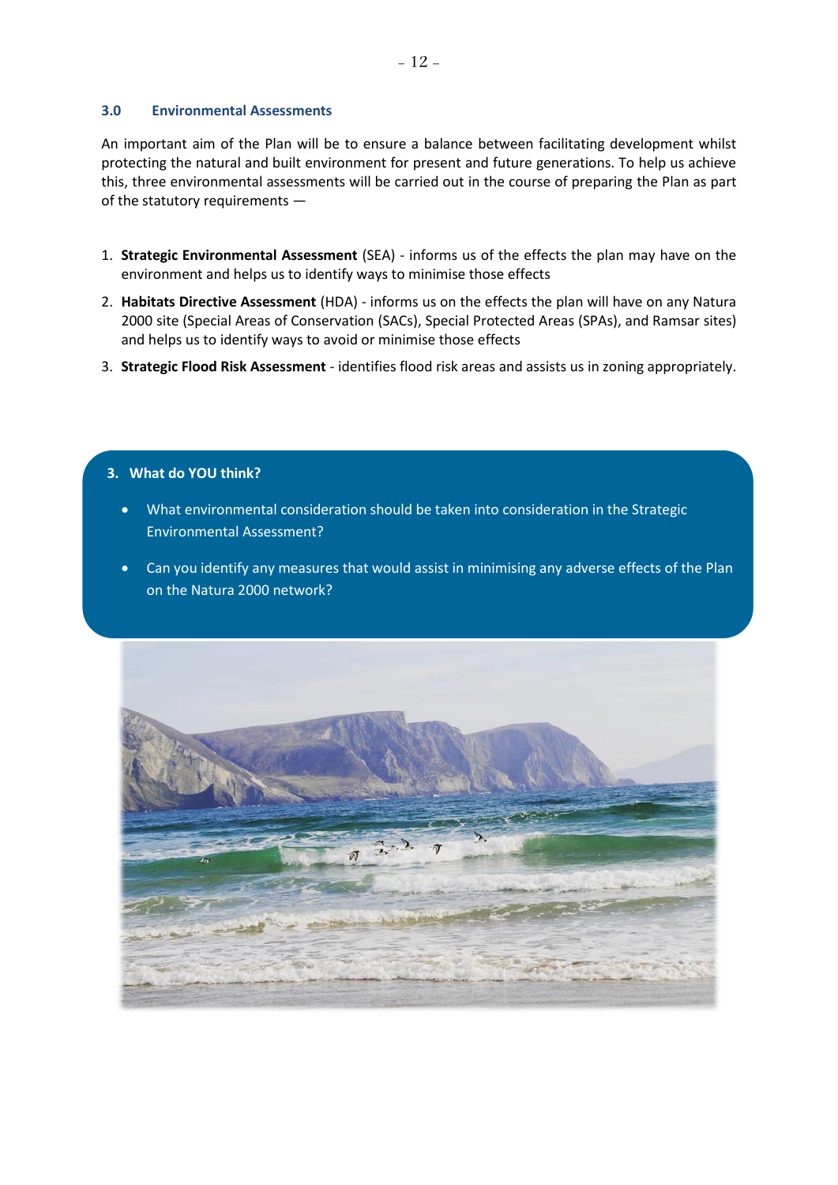## 3.0 Environmental Assessments

An important aim of the Plan will be to ensure a balance between facilitating development whilst protecting the natural and built environment for present and future generations. To help us achieve this, three environmental assessments will be carried out in the course of preparing the Plan as part of the statutory requirements —

1. **Strategic Environmental Assessment** (SEA) - informs us of the effects the plan may have on the environment and helps us to identify ways to minimise those effects
2. **Habitats Directive Assessment** (HDA) - informs us on the effects the plan will have on any Natura 2000 site (Special Areas of Conservation (SACs), Special Protected Areas (SPAs), and Ramsar sites) and helps us to identify ways to avoid or minimise those effects
3. **Strategic Flood Risk Assessment** - identifies flood risk areas and assists us in zoning appropriately.

**3. What do YOU think?**

- What environmental consideration should be taken into consideration in the Strategic Environmental Assessment?
- Can you identify any measures that would assist in minimising any adverse effects of the Plan on the Natura 2000 network?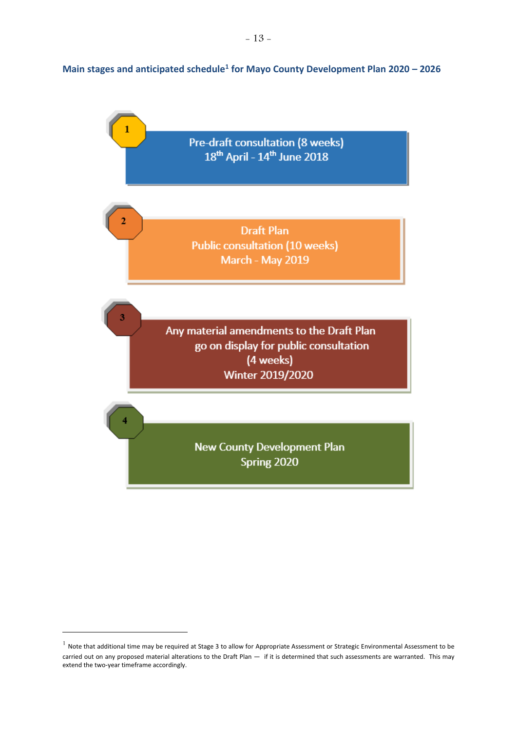## Main stages and anticipated schedule[1] for Mayo County Development Plan 2020 – 2026

**1**

Pre-draft consultation (8 weeks)
18th April - 14th June 2018

**2**

Draft Plan
Public consultation (10 weeks)
March - May 2019

**3**

Any material amendments to the Draft Plan go on display for public consultation (4 weeks)
Winter 2019/2020

**4**

New County Development Plan
Spring 2020

---

[1] Note that additional time may be required at Stage 3 to allow for Appropriate Assessment or Strategic Environmental Assessment to be carried out on any proposed material alterations to the Draft Plan — if it is determined that such assessments are warranted. This may extend the two-year timeframe accordingly.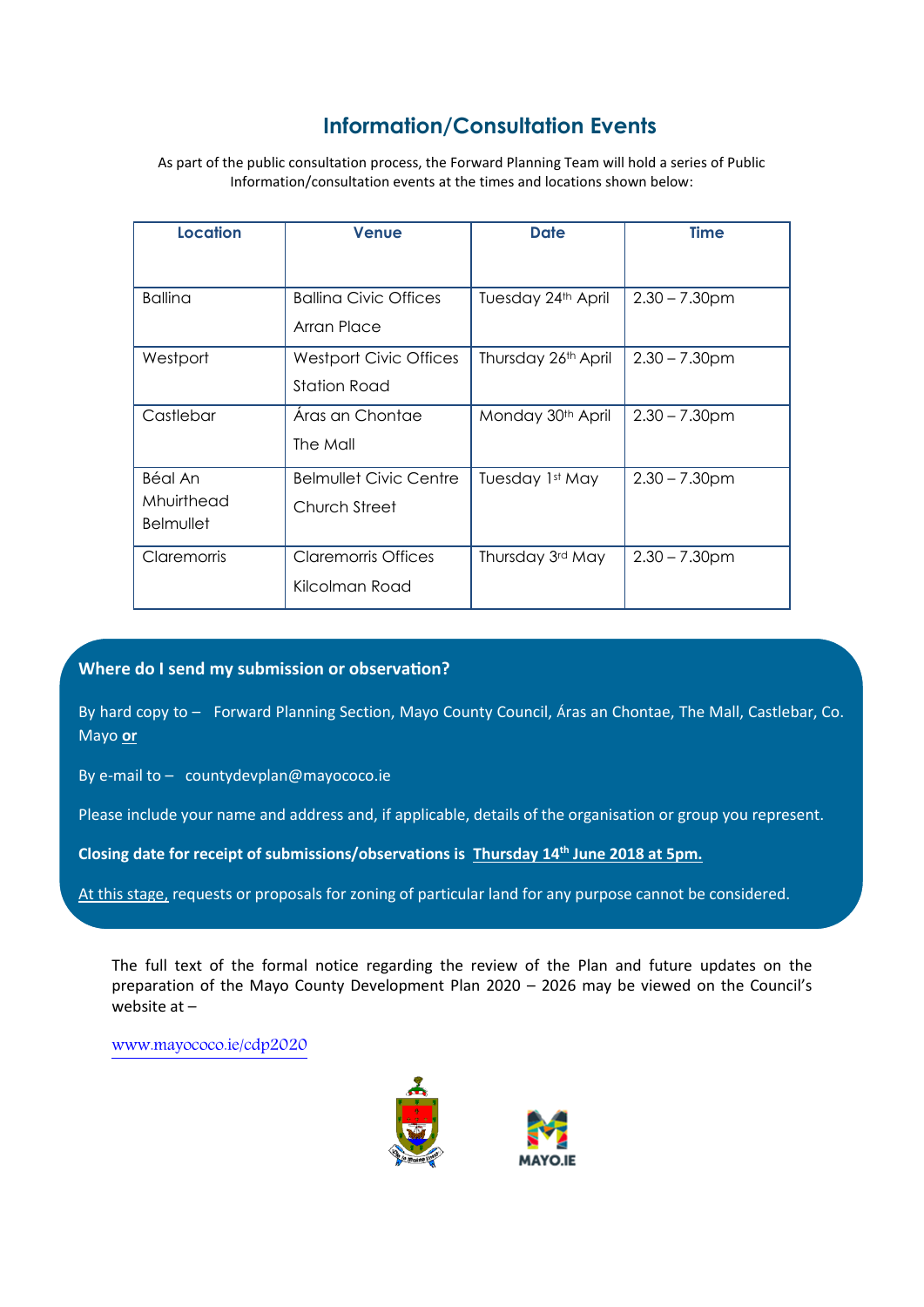## Information/Consultation Events

As part of the public consultation process, the Forward Planning Team will hold a series of Public Information/consultation events at the times and locations shown below:

| Location | Venue | Date | Time |
|---|---|---|---|
| Ballina | Ballina Civic Offices Arran Place | Tuesday 24th April | 2.30 – 7.30pm |
| Westport | Westport Civic Offices Station Road | Thursday 26th April | 2.30 – 7.30pm |
| Castlebar | Áras an Chontae The Mall | Monday 30th April | 2.30 – 7.30pm |
| Béal An Mhuirthead Belmullet | Belmullet Civic Centre Church Street | Tuesday 1st May | 2.30 – 7.30pm |
| Claremorris | Claremorris Offices Kilcolman Road | Thursday 3rd May | 2.30 – 7.30pm |

**Where do I send my submission or observation?**

By hard copy to – Forward Planning Section, Mayo County Council, Áras an Chontae, The Mall, Castlebar, Co. Mayo **or**

By e-mail to – countydevplan@mayococo.ie

Please include your name and address and, if applicable, details of the organisation or group you represent.

**Closing date for receipt of submissions/observations is Thursday 14th June 2018 at 5pm.**

At this stage, requests or proposals for zoning of particular land for any purpose cannot be considered.

The full text of the formal notice regarding the review of the Plan and future updates on the preparation of the Mayo County Development Plan 2020 – 2026 may be viewed on the Council's website at –

www.mayococo.ie/cdp2020

MAYO.IE